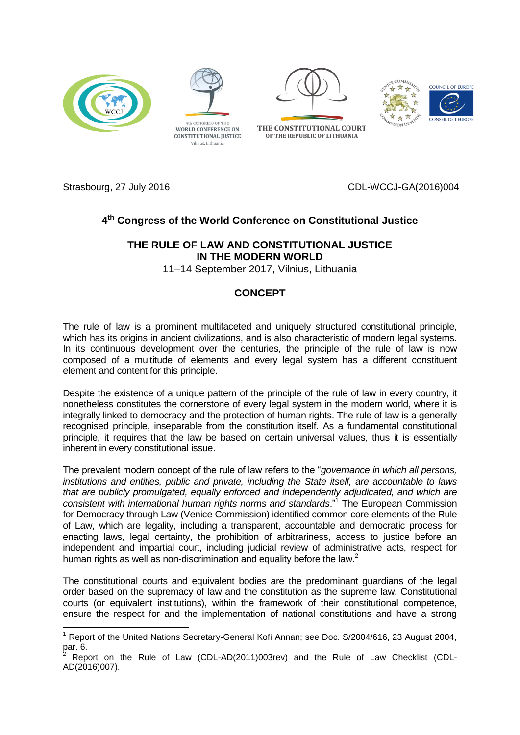Strasbourg, 27 July 2016 CDL-WCCJ-GA(2016)004

## 4th Congress of the World Conference on Constitutional Justice

## THE RULE OF LAW AND CONSTITUTIONAL JUSTICE IN THE MODERN WORLD

11–14 September 2017, Vilnius, Lithuania

## CONCEPT

The rule of law is a prominent multifaceted and uniquely structured constitutional principle, which has its origins in ancient civilizations, and is also characteristic of modern legal systems. In its continuous development over the centuries, the principle of the rule of law is now composed of a multitude of elements and every legal system has a different constituent element and content for this principle.

Despite the existence of a unique pattern of the principle of the rule of law in every country, it nonetheless constitutes the cornerstone of every legal system in the modern world, where it is integrally linked to democracy and the protection of human rights. The rule of law is a generally recognised principle, inseparable from the constitution itself. As a fundamental constitutional principle, it requires that the law be based on certain universal values, thus it is essentially inherent in every constitutional issue.

The prevalent modern concept of the rule of law refers to the "*governance in which all persons, institutions and entities, public and private, including the State itself, are accountable to laws that are publicly promulgated, equally enforced and independently adjudicated, and which are consistent with international human rights norms and standards*."[1] The European Commission for Democracy through Law (Venice Commission) identified common core elements of the Rule of Law, which are legality, including a transparent, accountable and democratic process for enacting laws, legal certainty, the prohibition of arbitrariness, access to justice before an independent and impartial court, including judicial review of administrative acts, respect for human rights as well as non-discrimination and equality before the law.[2]

The constitutional courts and equivalent bodies are the predominant guardians of the legal order based on the supremacy of law and the constitution as the supreme law. Constitutional courts (or equivalent institutions), within the framework of their constitutional competence, ensure the respect for and the implementation of national constitutions and have a strong

---

[1] Report of the United Nations Secretary-General Kofi Annan; see Doc. S/2004/616, 23 August 2004, par. 6.

[2] Report on the Rule of Law (CDL-AD(2011)003rev) and the Rule of Law Checklist (CDL-AD(2016)007).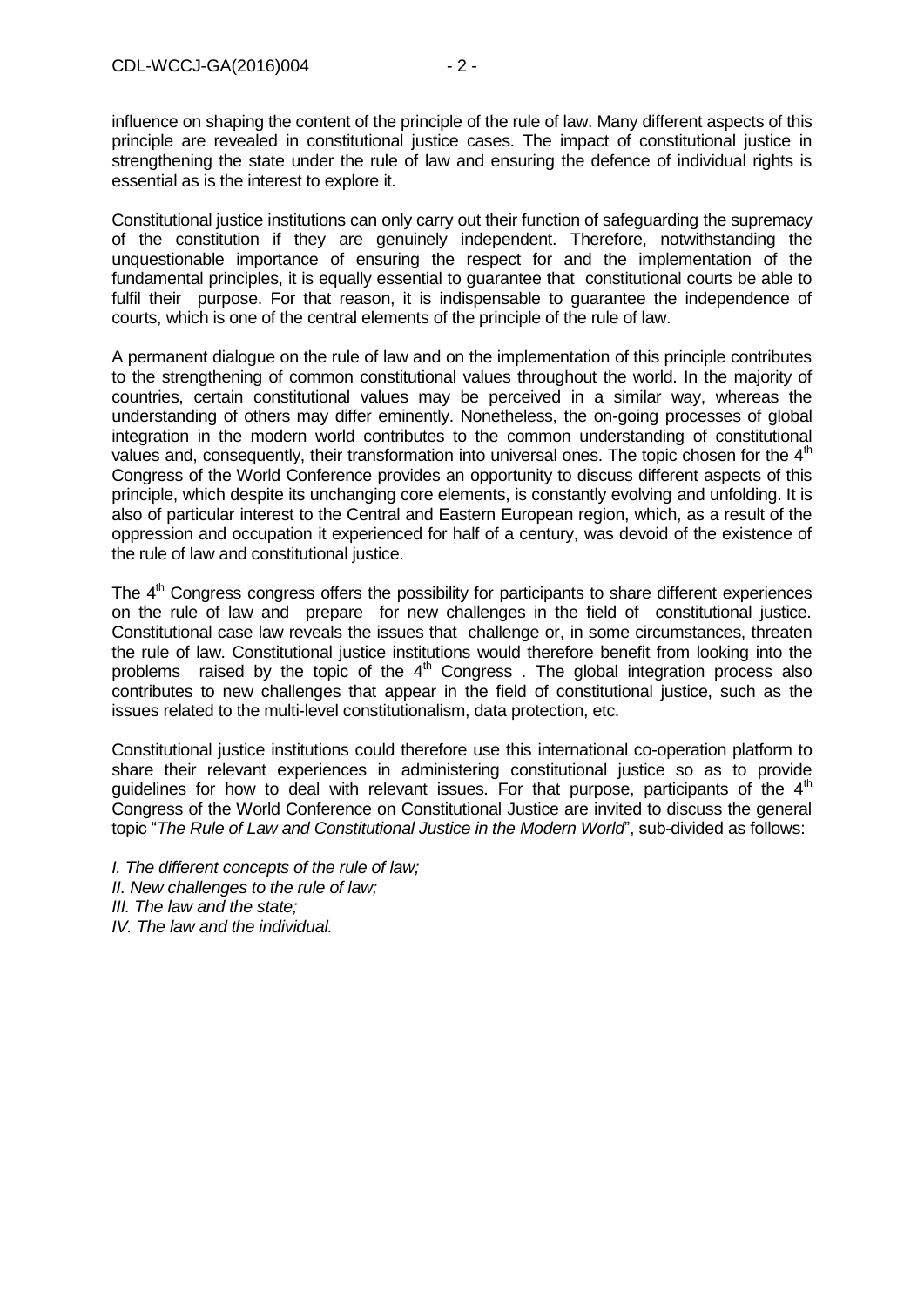influence on shaping the content of the principle of the rule of law. Many different aspects of this principle are revealed in constitutional justice cases. The impact of constitutional justice in strengthening the state under the rule of law and ensuring the defence of individual rights is essential as is the interest to explore it.

Constitutional justice institutions can only carry out their function of safeguarding the supremacy of the constitution if they are genuinely independent. Therefore, notwithstanding the unquestionable importance of ensuring the respect for and the implementation of the fundamental principles, it is equally essential to guarantee that constitutional courts be able to fulfil their purpose. For that reason, it is indispensable to guarantee the independence of courts, which is one of the central elements of the principle of the rule of law.

A permanent dialogue on the rule of law and on the implementation of this principle contributes to the strengthening of common constitutional values throughout the world. In the majority of countries, certain constitutional values may be perceived in a similar way, whereas the understanding of others may differ eminently. Nonetheless, the on-going processes of global integration in the modern world contributes to the common understanding of constitutional values and, consequently, their transformation into universal ones. The topic chosen for the 4th Congress of the World Conference provides an opportunity to discuss different aspects of this principle, which despite its unchanging core elements, is constantly evolving and unfolding. It is also of particular interest to the Central and Eastern European region, which, as a result of the oppression and occupation it experienced for half of a century, was devoid of the existence of the rule of law and constitutional justice.

The 4th Congress congress offers the possibility for participants to share different experiences on the rule of law and prepare for new challenges in the field of constitutional justice. Constitutional case law reveals the issues that challenge or, in some circumstances, threaten the rule of law. Constitutional justice institutions would therefore benefit from looking into the problems raised by the topic of the 4th Congress . The global integration process also contributes to new challenges that appear in the field of constitutional justice, such as the issues related to the multi-level constitutionalism, data protection, etc.

Constitutional justice institutions could therefore use this international co-operation platform to share their relevant experiences in administering constitutional justice so as to provide guidelines for how to deal with relevant issues. For that purpose, participants of the 4th Congress of the World Conference on Constitutional Justice are invited to discuss the general topic "*The Rule of Law and Constitutional Justice in the Modern World*", sub-divided as follows:

*I. The different concepts of the rule of law;*
*II. New challenges to the rule of law;*
*III. The law and the state;*
*IV. The law and the individual.*